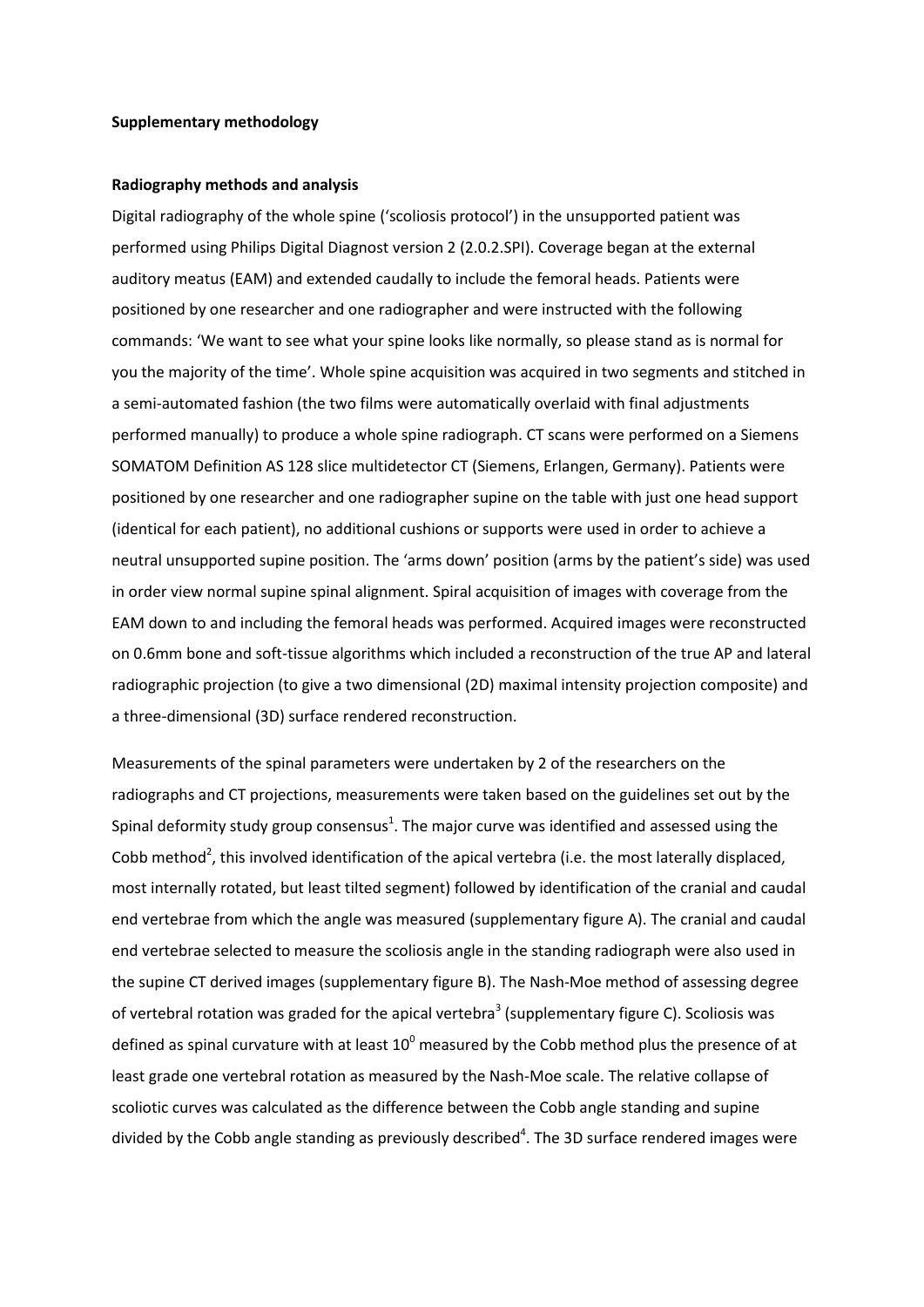**Supplementary methodology**

**Radiography methods and analysis**

Digital radiography of the whole spine ('scoliosis protocol') in the unsupported patient was performed using Philips Digital Diagnost version 2 (2.0.2.SPI). Coverage began at the external auditory meatus (EAM) and extended caudally to include the femoral heads. Patients were positioned by one researcher and one radiographer and were instructed with the following commands: 'We want to see what your spine looks like normally, so please stand as is normal for you the majority of the time'. Whole spine acquisition was acquired in two segments and stitched in a semi-automated fashion (the two films were automatically overlaid with final adjustments performed manually) to produce a whole spine radiograph. CT scans were performed on a Siemens SOMATOM Definition AS 128 slice multidetector CT (Siemens, Erlangen, Germany). Patients were positioned by one researcher and one radiographer supine on the table with just one head support (identical for each patient), no additional cushions or supports were used in order to achieve a neutral unsupported supine position. The 'arms down' position (arms by the patient's side) was used in order view normal supine spinal alignment. Spiral acquisition of images with coverage from the EAM down to and including the femoral heads was performed. Acquired images were reconstructed on 0.6mm bone and soft-tissue algorithms which included a reconstruction of the true AP and lateral radiographic projection (to give a two dimensional (2D) maximal intensity projection composite) and a three-dimensional (3D) surface rendered reconstruction.

Measurements of the spinal parameters were undertaken by 2 of the researchers on the radiographs and CT projections, measurements were taken based on the guidelines set out by the Spinal deformity study group consensus[1]. The major curve was identified and assessed using the Cobb method[2], this involved identification of the apical vertebra (i.e. the most laterally displaced, most internally rotated, but least tilted segment) followed by identification of the cranial and caudal end vertebrae from which the angle was measured (supplementary figure A). The cranial and caudal end vertebrae selected to measure the scoliosis angle in the standing radiograph were also used in the supine CT derived images (supplementary figure B). The Nash-Moe method of assessing degree of vertebral rotation was graded for the apical vertebra[3] (supplementary figure C). Scoliosis was defined as spinal curvature with at least $10^0$ measured by the Cobb method plus the presence of at least grade one vertebral rotation as measured by the Nash-Moe scale. The relative collapse of scoliotic curves was calculated as the difference between the Cobb angle standing and supine divided by the Cobb angle standing as previously described[4]. The 3D surface rendered images were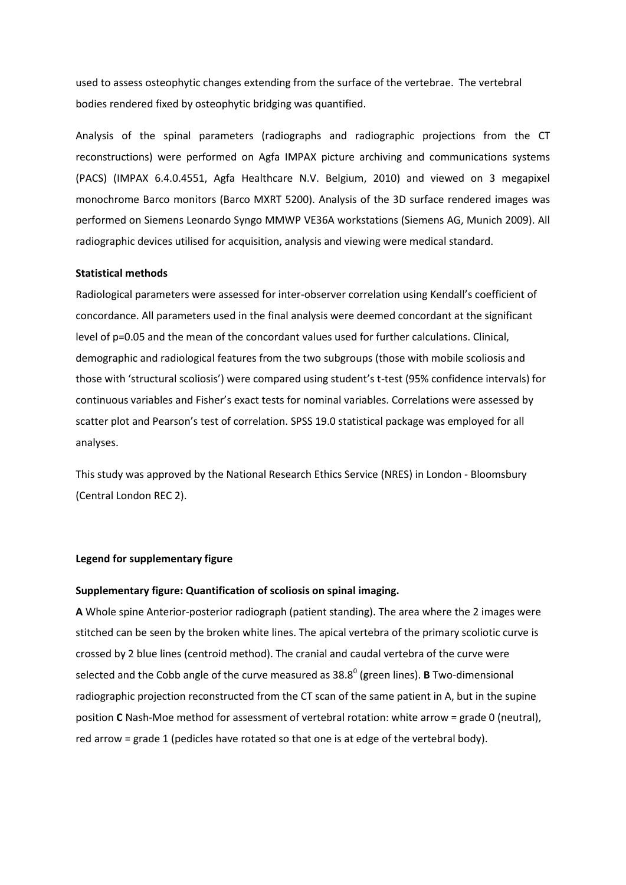used to assess osteophytic changes extending from the surface of the vertebrae. The vertebral bodies rendered fixed by osteophytic bridging was quantified.

Analysis of the spinal parameters (radiographs and radiographic projections from the CT reconstructions) were performed on Agfa IMPAX picture archiving and communications systems (PACS) (IMPAX 6.4.0.4551, Agfa Healthcare N.V. Belgium, 2010) and viewed on 3 megapixel monochrome Barco monitors (Barco MXRT 5200). Analysis of the 3D surface rendered images was performed on Siemens Leonardo Syngo MMWP VE36A workstations (Siemens AG, Munich 2009). All radiographic devices utilised for acquisition, analysis and viewing were medical standard.

**Statistical methods**

Radiological parameters were assessed for inter-observer correlation using Kendall's coefficient of concordance. All parameters used in the final analysis were deemed concordant at the significant level of p=0.05 and the mean of the concordant values used for further calculations. Clinical, demographic and radiological features from the two subgroups (those with mobile scoliosis and those with 'structural scoliosis') were compared using student's t-test (95% confidence intervals) for continuous variables and Fisher's exact tests for nominal variables. Correlations were assessed by scatter plot and Pearson's test of correlation. SPSS 19.0 statistical package was employed for all analyses.

This study was approved by the National Research Ethics Service (NRES) in London - Bloomsbury (Central London REC 2).

**Legend for supplementary figure**

**Supplementary figure: Quantification of scoliosis on spinal imaging.**

**A** Whole spine Anterior-posterior radiograph (patient standing). The area where the 2 images were stitched can be seen by the broken white lines. The apical vertebra of the primary scoliotic curve is crossed by 2 blue lines (centroid method). The cranial and caudal vertebra of the curve were selected and the Cobb angle of the curve measured as $38.8^0$ (green lines). **B** Two-dimensional radiographic projection reconstructed from the CT scan of the same patient in A, but in the supine position **C** Nash-Moe method for assessment of vertebral rotation: white arrow = grade 0 (neutral), red arrow = grade 1 (pedicles have rotated so that one is at edge of the vertebral body).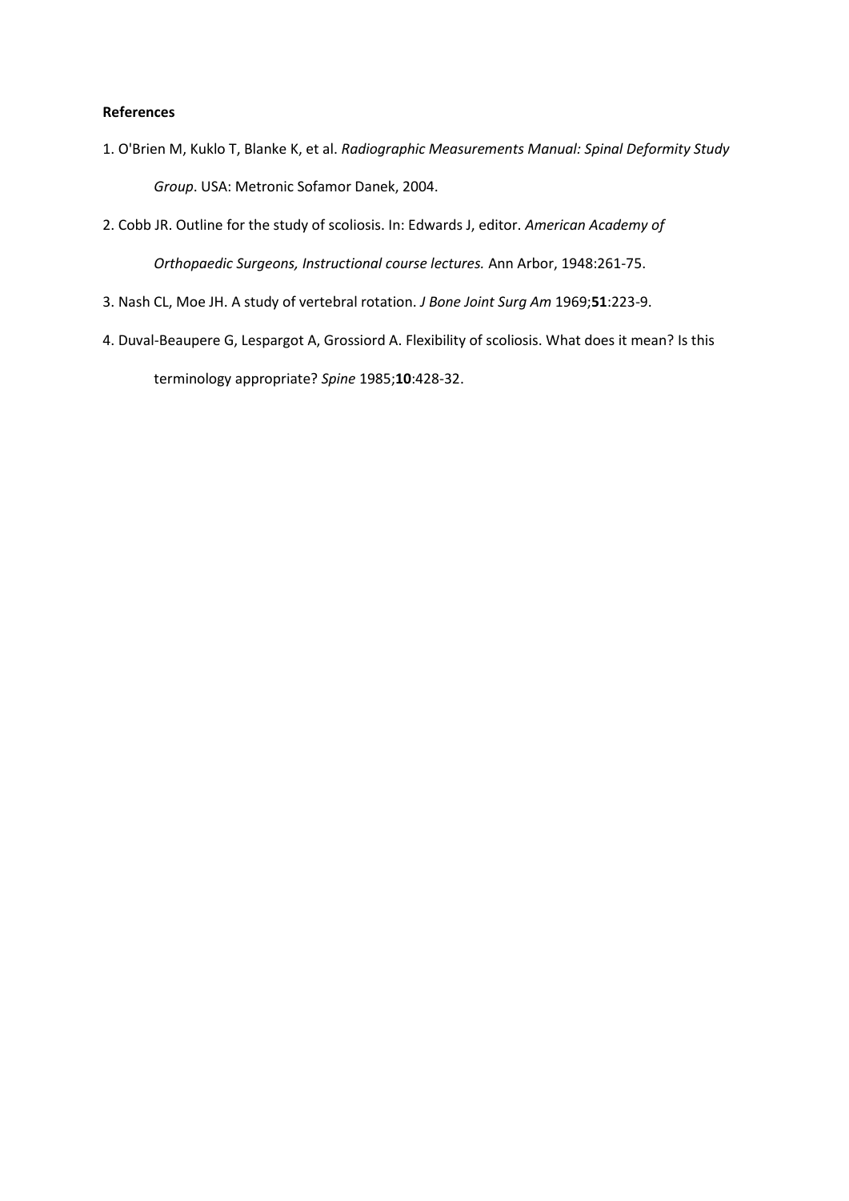**References**

1. O'Brien M, Kuklo T, Blanke K, et al. *Radiographic Measurements Manual: Spinal Deformity Study Group*. USA: Metronic Sofamor Danek, 2004.

2. Cobb JR. Outline for the study of scoliosis. In: Edwards J, editor. *American Academy of Orthopaedic Surgeons, Instructional course lectures.* Ann Arbor, 1948:261-75.

3. Nash CL, Moe JH. A study of vertebral rotation. *J Bone Joint Surg Am* 1969;**51**:223-9.

4. Duval-Beaupere G, Lespargot A, Grossiord A. Flexibility of scoliosis. What does it mean? Is this terminology appropriate? *Spine* 1985;**10**:428-32.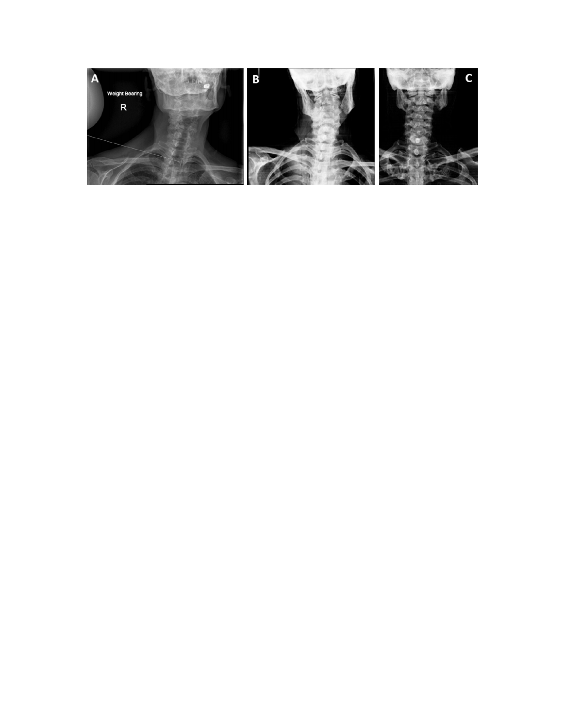A

Weight Bearing

R

B

C